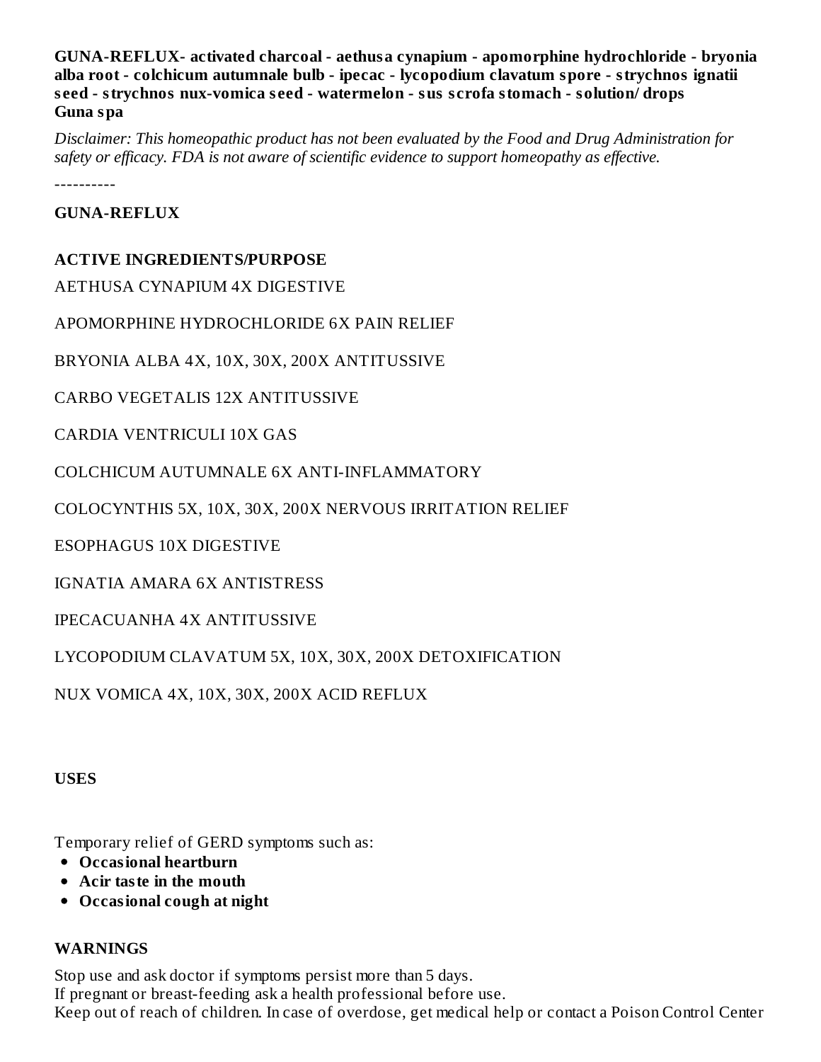**GUNA-REFLUX- activated charcoal - aethusa cynapium - apomorphine hydrochloride - bryonia alba root - colchicum autumnale bulb - ipecac - lycopodium clavatum spore - strychnos ignatii seed - strychnos nux-vomica seed - watermelon - sus scrofa stomach - solution/ drops**
**Guna spa**

*Disclaimer: This homeopathic product has not been evaluated by the Food and Drug Administration for safety or efficacy. FDA is not aware of scientific evidence to support homeopathy as effective.*

----------

**GUNA-REFLUX**

**ACTIVE INGREDIENTS/PURPOSE**

AETHUSA CYNAPIUM 4X DIGESTIVE

APOMORPHINE HYDROCHLORIDE 6X PAIN RELIEF

BRYONIA ALBA 4X, 10X, 30X, 200X ANTITUSSIVE

CARBO VEGETALIS 12X ANTITUSSIVE

CARDIA VENTRICULI 10X GAS

COLCHICUM AUTUMNALE 6X ANTI-INFLAMMATORY

COLOCYNTHIS 5X, 10X, 30X, 200X NERVOUS IRRITATION RELIEF

ESOPHAGUS 10X DIGESTIVE

IGNATIA AMARA 6X ANTISTRESS

IPECACUANHA 4X ANTITUSSIVE

LYCOPODIUM CLAVATUM 5X, 10X, 30X, 200X DETOXIFICATION

NUX VOMICA 4X, 10X, 30X, 200X ACID REFLUX

**USES**

Temporary relief of GERD symptoms such as:

- **Occasional heartburn**
- **Acir taste in the mouth**
- **Occasional cough at night**

**WARNINGS**

Stop use and ask doctor if symptoms persist more than 5 days.
If pregnant or breast-feeding ask a health professional before use.
Keep out of reach of children. In case of overdose, get medical help or contact a Poison Control Center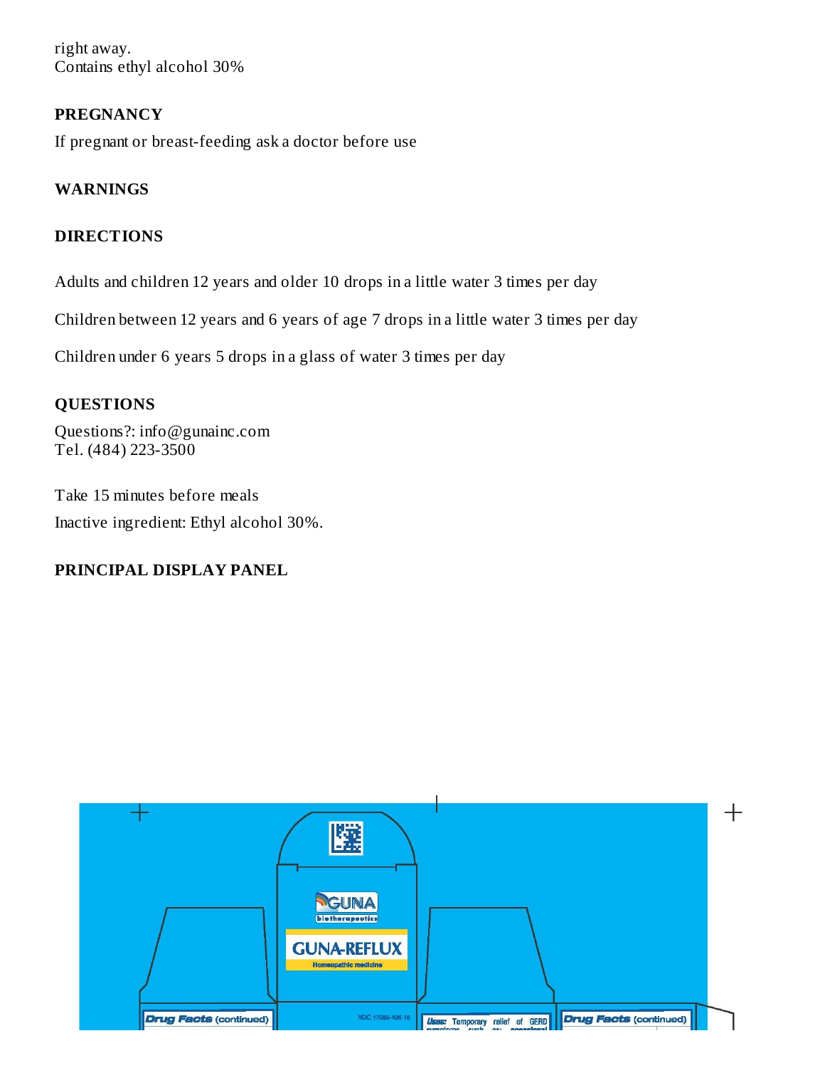right away.
Contains ethyl alcohol 30%

## PREGNANCY

If pregnant or breast-feeding ask a doctor before use

## WARNINGS

## DIRECTIONS

Adults and children 12 years and older 10 drops in a little water 3 times per day

Children between 12 years and 6 years of age 7 drops in a little water 3 times per day

Children under 6 years 5 drops in a glass of water 3 times per day

## QUESTIONS

Questions?: info@gunainc.com
Tel. (484) 223-3500

Take 15 minutes before meals

Inactive ingredient: Ethyl alcohol 30%.

## PRINCIPAL DISPLAY PANEL

GUNA biotherapeutics

GUNA-REFLUX

Homeopathic medicine

Drug Facts (continued)

NDC 17089-406-18

Uses: Temporary relief of GERD

Drug Facts (continued)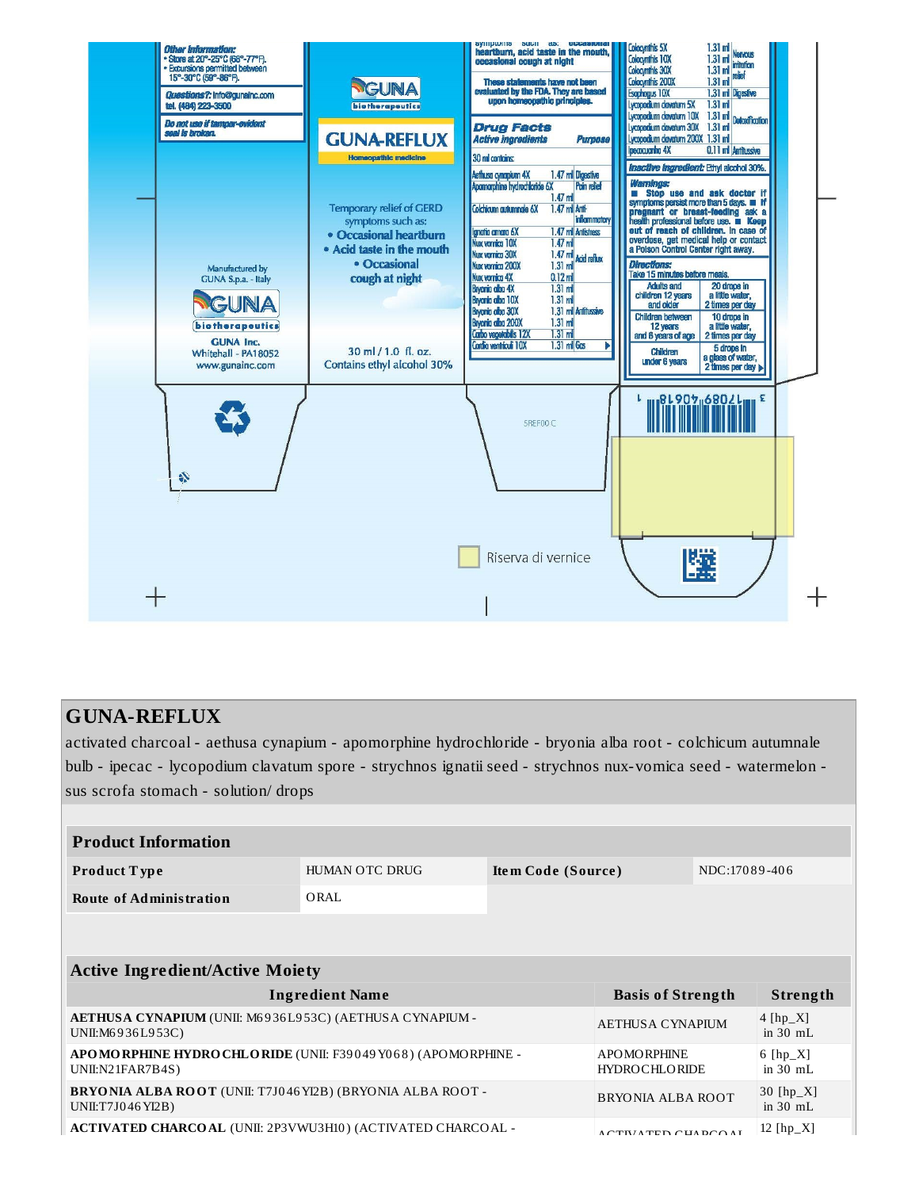**Other information:**
- Store at 20°-25°C (68°-77°F).
- Excursions permitted between 15°-30°C (59°-86°F).

**Questions?** info@gunainc.com tel. (484) 223-3500

**Do not use if tamper-evident seal is broken.**

Manufactured by GUNA S.p.a. - Italy

GUNA biotherapeutics

GUNA Inc. Whitehall - PA18052 www.gunainc.com

GUNA biotherapeutics

**GUNA-REFLUX**

Homeopathic medicine

Temporary relief of GERD symptoms such as:
- Occasional heartburn
- Acid taste in the mouth
- Occasional cough at night

30 ml / 1.0 fl. oz. Contains ethyl alcohol 30%

symptoms such as: occasional heartburn, acid taste in the mouth, occasional cough at night

These statements have not been evaluated by the FDA. They are based upon homeopathic principles.

**Drug Facts**

| Active ingredients 30 ml contains: | | Purpose |
|---|---|---|
| Aethusa cynapium 4X | 1.47 ml | Digestive |
| Apomorphine hydrochloride 6X | 1.47 ml | Pain relief |
| Colchicum autumnale 6X | 1.47 ml | Anti-inflammatory |
| Ignatia amara 6X | 1.47 ml | Antistress |
| Nux vomica 10X | 1.47 ml | Acid reflux |
| Nux vomica 30X | 1.47 ml | |
| Nux vomica 200X | 1.31 ml | |
| Nux vomica 4X | 0.12 ml | |
| Bryonia alba 4X | 1.31 ml | Antitussive |
| Bryonia alba 10X | 1.31 ml | |
| Bryonia alba 30X | 1.31 ml | |
| Bryonia alba 200X | 1.31 ml | |
| Carbo vegetabilis 12X | 1.31 ml | Gas |
| Cardia ventriculi 10X | 1.31 ml | |
| Colocynthis 5X | 1.31 ml | Nervous irritation relief |
| Colocynthis 10X | 1.31 ml | |
| Colocynthis 30X | 1.31 ml | |
| Colocynthis 200X | 1.31 ml | |
| Esophagus 10X | 1.31 ml | Digestive |
| Lycopodium clavatum 5X | 1.31 ml | Detoxification |
| Lycopodium clavatum 10X | 1.31 ml | |
| Lycopodium clavatum 30X | 1.31 ml | |
| Lycopodium clavatum 200X | 1.31 ml | |
| Ipecacuanha 4X | 0.11 ml | Antitussive |

**Inactive ingredient:** Ethyl alcohol 30%.

**Warnings:**
■ **Stop use and ask doctor** if symptoms persist more than 5 days. ■ **If pregnant or breast-feeding** ask a health professional before use. ■ **Keep out of reach of children.** In case of overdose, get medical help or contact a Poison Control Center right away.

**Directions:**
Take 15 minutes before meals.

| | |
|---|---|
| Adults and children 12 years and older | 20 drops in a little water, 2 times per day |
| Children between 12 years and 6 years of age | 10 drops in a little water, 2 times per day |
| Children under 6 years | 5 drops in a glass of water, 2 times per day |

3 17089 40618 1

5REF00 C

Riserva di vernice

# GUNA-REFLUX

activated charcoal - aethusa cynapium - apomorphine hydrochloride - bryonia alba root - colchicum autumnale bulb - ipecac - lycopodium clavatum spore - strychnos ignatii seed - strychnos nux-vomica seed - watermelon - sus scrofa stomach - solution/ drops

| Product Information | | | |
|---|---|---|---|
| **Product Type** | HUMAN OTC DRUG | **Item Code (Source)** | NDC:17089-406 |
| **Route of Administration** | ORAL | | |

| Active Ingredient/Active Moiety | | |
|---|---|---|
| **Ingredient Name** | **Basis of Strength** | **Strength** |
| **AETHUSA CYNAPIUM** (UNII: M6936L953C) (AETHUSA CYNAPIUM - UNII:M6936L953C) | AETHUSA CYNAPIUM | 4 [hp_X] in 30 mL |
| **APOMORPHINE HYDROCHLORIDE** (UNII: F39049Y068) (APOMORPHINE - UNII:N21FAR7B4S) | APOMORPHINE HYDROCHLORIDE | 6 [hp_X] in 30 mL |
| **BRYONIA ALBA ROOT** (UNII: T7J046YI2B) (BRYONIA ALBA ROOT - UNII:T7J046YI2B) | BRYONIA ALBA ROOT | 30 [hp_X] in 30 mL |
| **ACTIVATED CHARCOAL** (UNII: 2P3VWU3H10) (ACTIVATED CHARCOAL - | ACTIVATED CHARCOAL | 12 [hp_X] |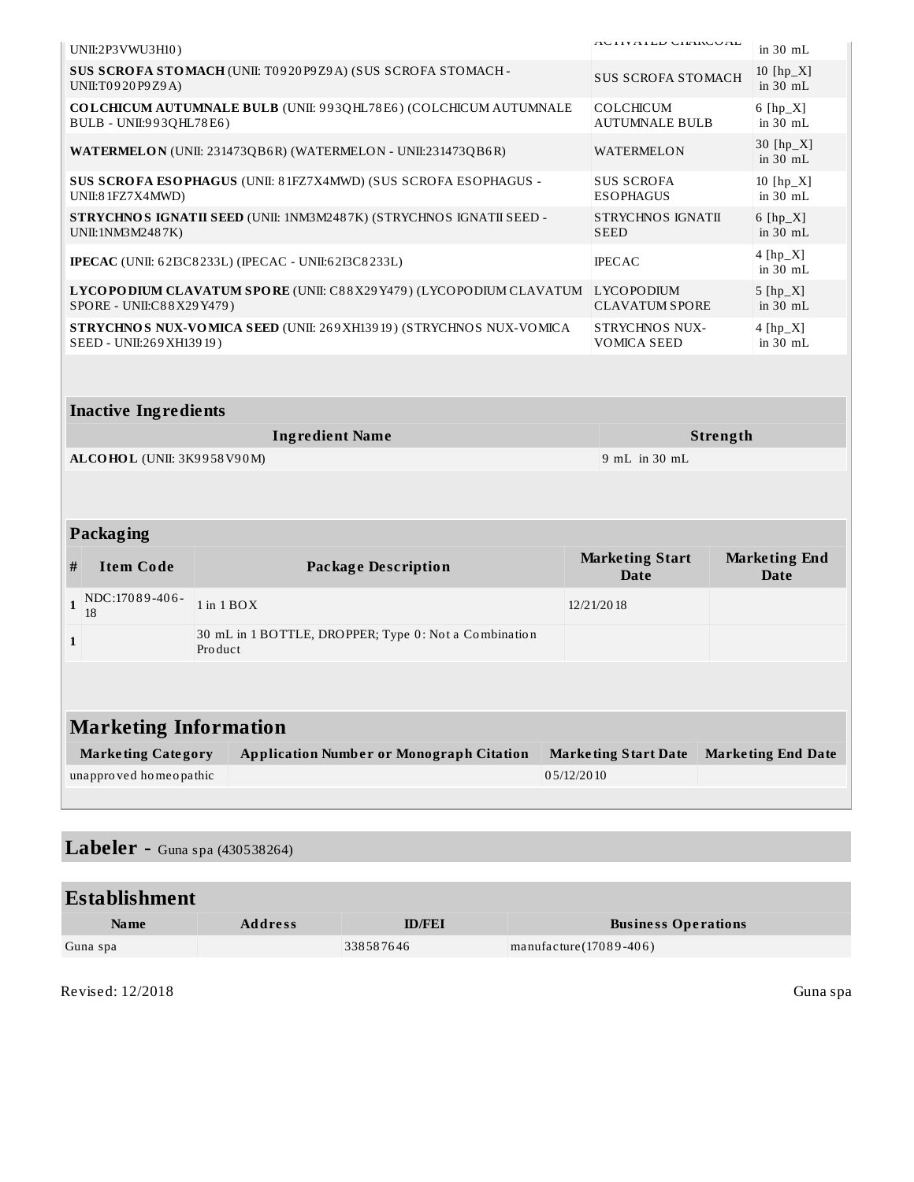| | | |
|---|---|---|
| UNII:2P3VWU3H10) | ACTIVATED CHARCOAL | in 30 mL |
| **SUS SCROFA STOMACH** (UNII: T0920P9Z9A) (SUS SCROFA STOMACH - UNII:T0920P9Z9A) | SUS SCROFA STOMACH | 10 [hp_X] in 30 mL |
| **COLCHICUM AUTUMNALE BULB** (UNII: 993QHL78E6) (COLCHICUM AUTUMNALE BULB - UNII:993QHL78E6) | COLCHICUM AUTUMNALE BULB | 6 [hp_X] in 30 mL |
| **WATERMELON** (UNII: 231473QB6R) (WATERMELON - UNII:231473QB6R) | WATERMELON | 30 [hp_X] in 30 mL |
| **SUS SCROFA ESOPHAGUS** (UNII: 81FZ7X4MWD) (SUS SCROFA ESOPHAGUS - UNII:81FZ7X4MWD) | SUS SCROFA ESOPHAGUS | 10 [hp_X] in 30 mL |
| **STRYCHNOS IGNATII SEED** (UNII: 1NM3M2487K) (STRYCHNOS IGNATII SEED - UNII:1NM3M2487K) | STRYCHNOS IGNATII SEED | 6 [hp_X] in 30 mL |
| **IPECAC** (UNII: 62I3C8233L) (IPECAC - UNII:62I3C8233L) | IPECAC | 4 [hp_X] in 30 mL |
| **LYCOPODIUM CLAVATUM SPORE** (UNII: C88X29Y479) (LYCOPODIUM CLAVATUM SPORE - UNII:C88X29Y479) | LYCOPODIUM CLAVATUM SPORE | 5 [hp_X] in 30 mL |
| **STRYCHNOS NUX-VOMICA SEED** (UNII: 269XH13919) (STRYCHNOS NUX-VOMICA SEED - UNII:269XH13919) | STRYCHNOS NUX-VOMICA SEED | 4 [hp_X] in 30 mL |

## Inactive Ingredients

| Ingredient Name | Strength |
|---|---|
| **ALCOHOL** (UNII: 3K9958V90M) | 9 mL in 30 mL |

## Packaging

| # | Item Code | Package Description | Marketing Start Date | Marketing End Date |
|---|---|---|---|---|
| 1 | NDC:17089-406-18 | 1 in 1 BOX | 12/21/2018 | |
| 1 | | 30 mL in 1 BOTTLE, DROPPER; Type 0: Not a Combination Product | | |

## Marketing Information

| Marketing Category | Application Number or Monograph Citation | Marketing Start Date | Marketing End Date |
|---|---|---|---|
| unapproved homeopathic | | 05/12/2010 | |

## Labeler - Guna spa (430538264)

## Establishment

| Name | Address | ID/FEI | Business Operations |
|---|---|---|---|
| Guna spa | | 338587646 | manufacture(17089-406) |

Revised: 12/2018

Guna spa